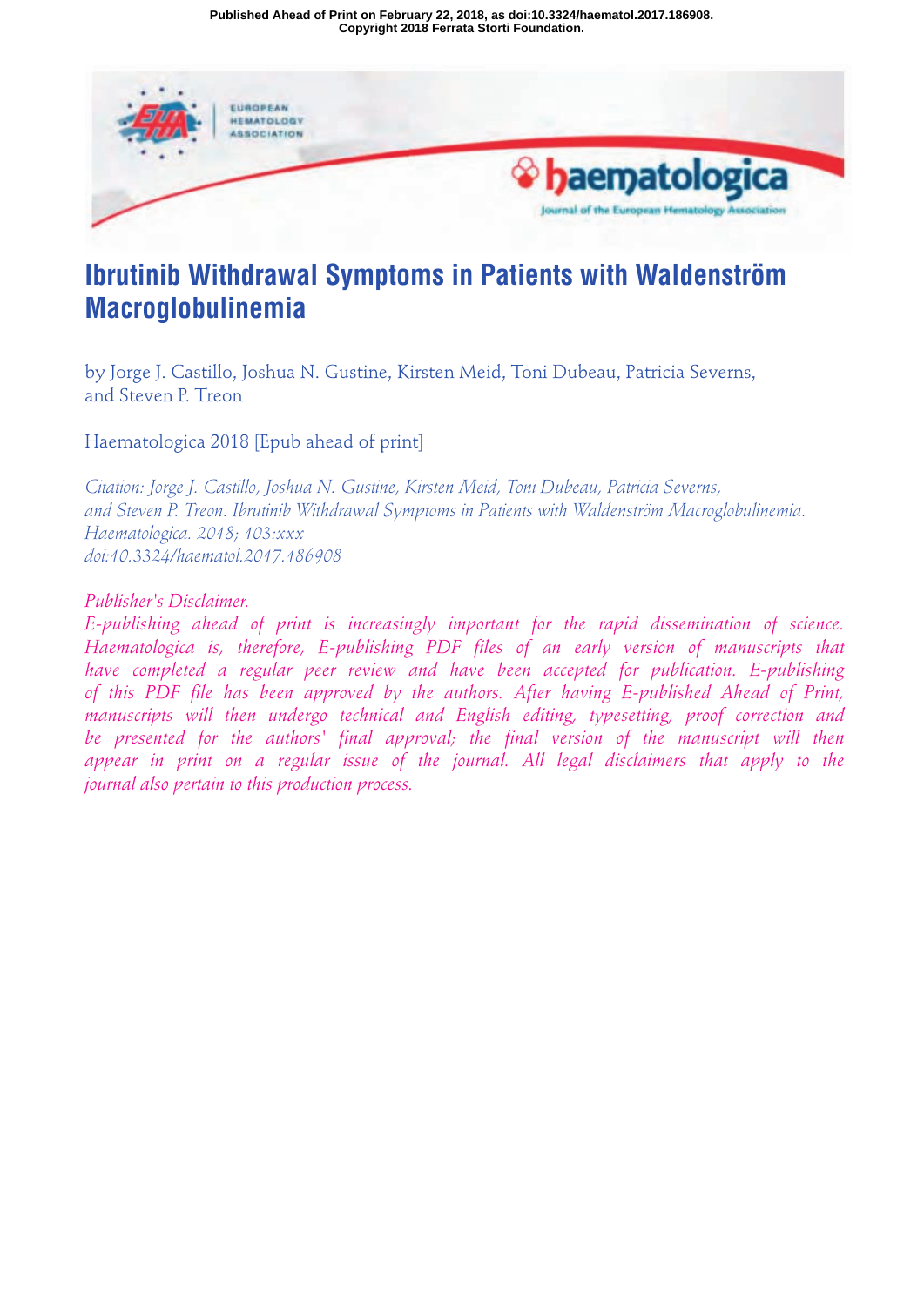Published Ahead of Print on February 22, 2018, as doi:10.3324/haematol.2017.186908.
Copyright 2018 Ferrata Storti Foundation.

# Ibrutinib Withdrawal Symptoms in Patients with Waldenström Macroglobulinemia

by Jorge J. Castillo, Joshua N. Gustine, Kirsten Meid, Toni Dubeau, Patricia Severns, and Steven P. Treon

Haematologica 2018 [Epub ahead of print]

*Citation: Jorge J. Castillo, Joshua N. Gustine, Kirsten Meid, Toni Dubeau, Patricia Severns, and Steven P. Treon. Ibrutinib Withdrawal Symptoms in Patients with Waldenström Macroglobulinemia. Haematologica. 2018; 103:xxx*
*doi:10.3324/haematol.2017.186908*

*Publisher's Disclaimer.*
*E-publishing ahead of print is increasingly important for the rapid dissemination of science. Haematologica is, therefore, E-publishing PDF files of an early version of manuscripts that have completed a regular peer review and have been accepted for publication. E-publishing of this PDF file has been approved by the authors. After having E-published Ahead of Print, manuscripts will then undergo technical and English editing, typesetting, proof correction and be presented for the authors' final approval; the final version of the manuscript will then appear in print on a regular issue of the journal. All legal disclaimers that apply to the journal also pertain to this production process.*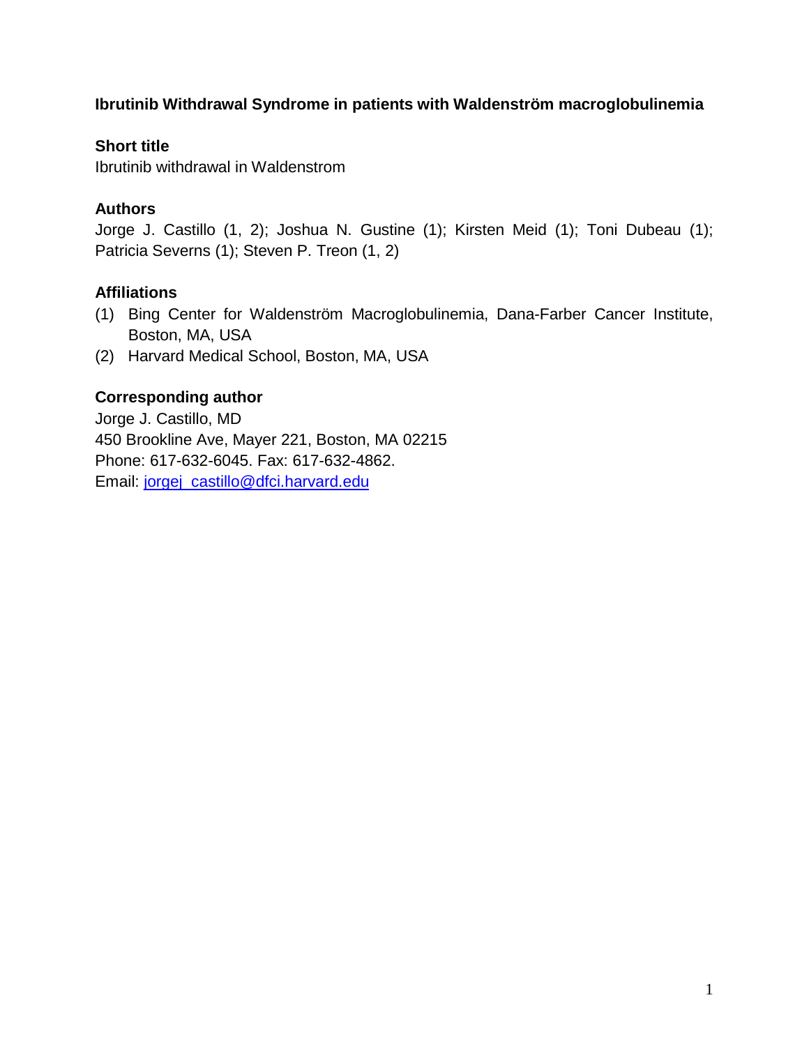**Ibrutinib Withdrawal Syndrome in patients with Waldenström macroglobulinemia**

**Short title**

Ibrutinib withdrawal in Waldenstrom

**Authors**

Jorge J. Castillo (1, 2); Joshua N. Gustine (1); Kirsten Meid (1); Toni Dubeau (1); Patricia Severns (1); Steven P. Treon (1, 2)

**Affiliations**

(1) Bing Center for Waldenström Macroglobulinemia, Dana-Farber Cancer Institute, Boston, MA, USA
(2) Harvard Medical School, Boston, MA, USA

**Corresponding author**

Jorge J. Castillo, MD
450 Brookline Ave, Mayer 221, Boston, MA 02215
Phone: 617-632-6045. Fax: 617-632-4862.
Email: jorgej_castillo@dfci.harvard.edu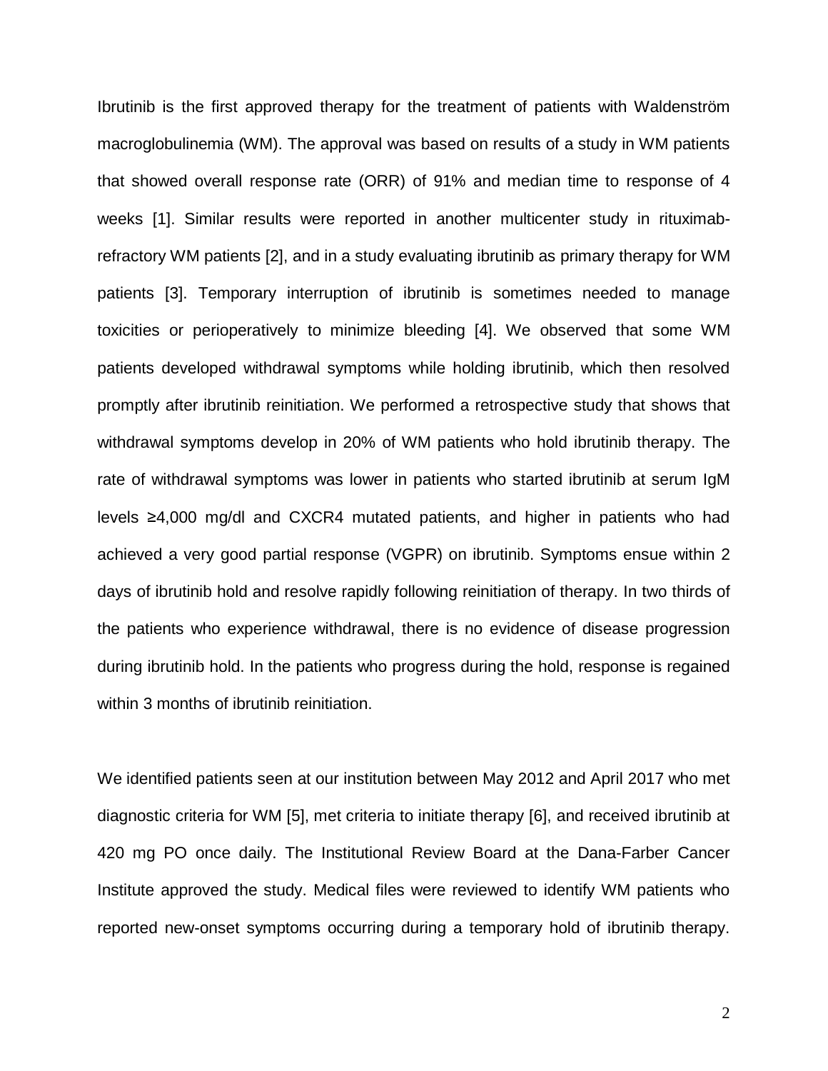Ibrutinib is the first approved therapy for the treatment of patients with Waldenström macroglobulinemia (WM). The approval was based on results of a study in WM patients that showed overall response rate (ORR) of 91% and median time to response of 4 weeks [1]. Similar results were reported in another multicenter study in rituximab-refractory WM patients [2], and in a study evaluating ibrutinib as primary therapy for WM patients [3]. Temporary interruption of ibrutinib is sometimes needed to manage toxicities or perioperatively to minimize bleeding [4]. We observed that some WM patients developed withdrawal symptoms while holding ibrutinib, which then resolved promptly after ibrutinib reinitiation. We performed a retrospective study that shows that withdrawal symptoms develop in 20% of WM patients who hold ibrutinib therapy. The rate of withdrawal symptoms was lower in patients who started ibrutinib at serum IgM levels ≥4,000 mg/dl and CXCR4 mutated patients, and higher in patients who had achieved a very good partial response (VGPR) on ibrutinib. Symptoms ensue within 2 days of ibrutinib hold and resolve rapidly following reinitiation of therapy. In two thirds of the patients who experience withdrawal, there is no evidence of disease progression during ibrutinib hold. In the patients who progress during the hold, response is regained within 3 months of ibrutinib reinitiation.

We identified patients seen at our institution between May 2012 and April 2017 who met diagnostic criteria for WM [5], met criteria to initiate therapy [6], and received ibrutinib at 420 mg PO once daily. The Institutional Review Board at the Dana-Farber Cancer Institute approved the study. Medical files were reviewed to identify WM patients who reported new-onset symptoms occurring during a temporary hold of ibrutinib therapy.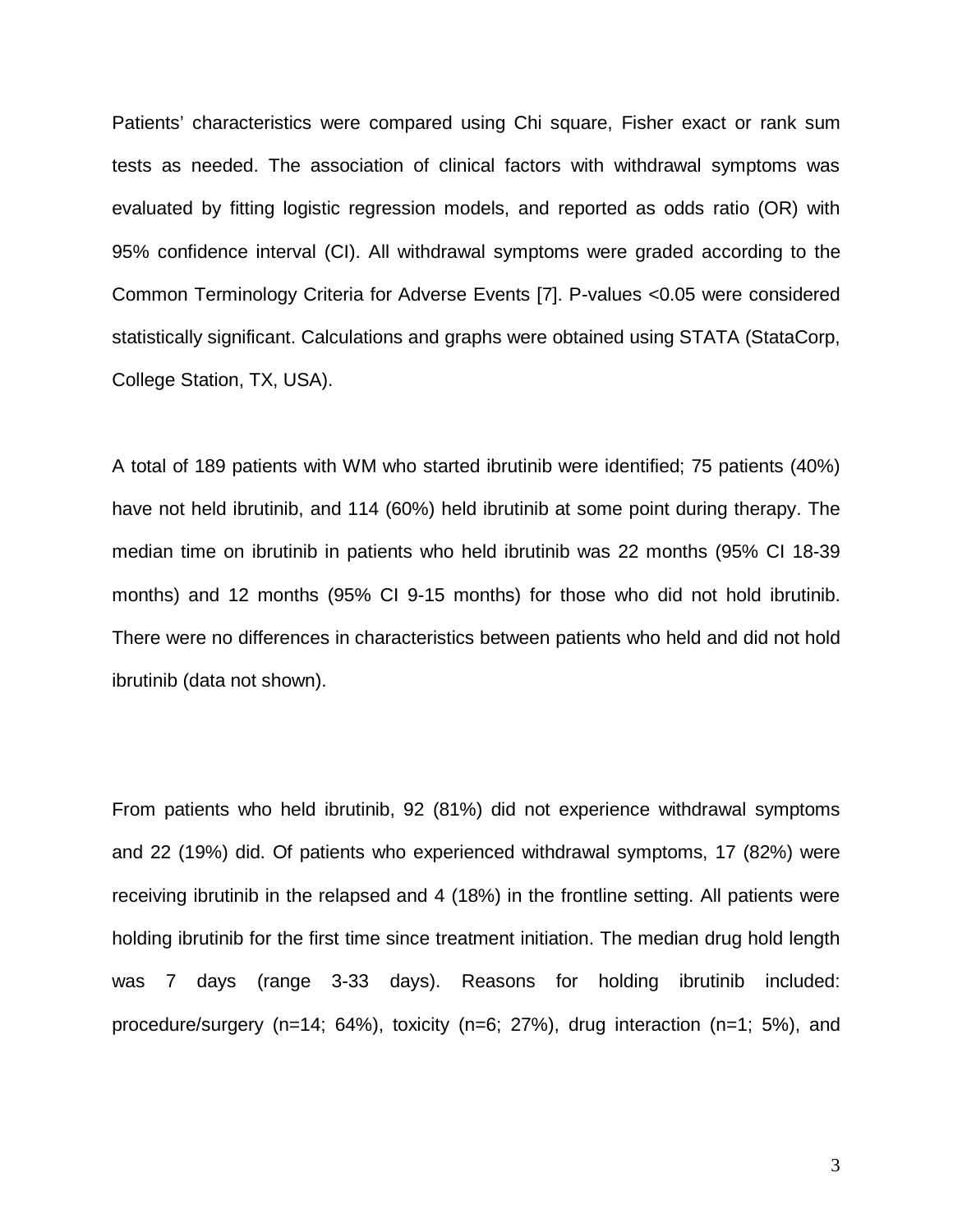Patients' characteristics were compared using Chi square, Fisher exact or rank sum tests as needed. The association of clinical factors with withdrawal symptoms was evaluated by fitting logistic regression models, and reported as odds ratio (OR) with 95% confidence interval (CI). All withdrawal symptoms were graded according to the Common Terminology Criteria for Adverse Events [7]. P-values <0.05 were considered statistically significant. Calculations and graphs were obtained using STATA (StataCorp, College Station, TX, USA).

A total of 189 patients with WM who started ibrutinib were identified; 75 patients (40%) have not held ibrutinib, and 114 (60%) held ibrutinib at some point during therapy. The median time on ibrutinib in patients who held ibrutinib was 22 months (95% CI 18-39 months) and 12 months (95% CI 9-15 months) for those who did not hold ibrutinib. There were no differences in characteristics between patients who held and did not hold ibrutinib (data not shown).

From patients who held ibrutinib, 92 (81%) did not experience withdrawal symptoms and 22 (19%) did. Of patients who experienced withdrawal symptoms, 17 (82%) were receiving ibrutinib in the relapsed and 4 (18%) in the frontline setting. All patients were holding ibrutinib for the first time since treatment initiation. The median drug hold length was 7 days (range 3-33 days). Reasons for holding ibrutinib included: procedure/surgery (n=14; 64%), toxicity (n=6; 27%), drug interaction (n=1; 5%), and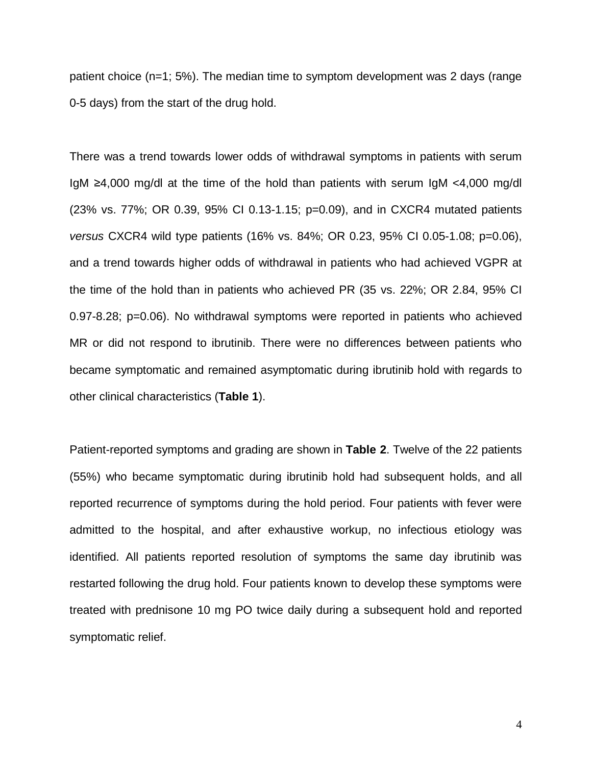patient choice (n=1; 5%). The median time to symptom development was 2 days (range 0-5 days) from the start of the drug hold.

There was a trend towards lower odds of withdrawal symptoms in patients with serum IgM ≥4,000 mg/dl at the time of the hold than patients with serum IgM <4,000 mg/dl (23% vs. 77%; OR 0.39, 95% CI 0.13-1.15; p=0.09), and in CXCR4 mutated patients *versus* CXCR4 wild type patients (16% vs. 84%; OR 0.23, 95% CI 0.05-1.08; p=0.06), and a trend towards higher odds of withdrawal in patients who had achieved VGPR at the time of the hold than in patients who achieved PR (35 vs. 22%; OR 2.84, 95% CI 0.97-8.28; p=0.06). No withdrawal symptoms were reported in patients who achieved MR or did not respond to ibrutinib. There were no differences between patients who became symptomatic and remained asymptomatic during ibrutinib hold with regards to other clinical characteristics (**Table 1**).

Patient-reported symptoms and grading are shown in **Table 2**. Twelve of the 22 patients (55%) who became symptomatic during ibrutinib hold had subsequent holds, and all reported recurrence of symptoms during the hold period. Four patients with fever were admitted to the hospital, and after exhaustive workup, no infectious etiology was identified. All patients reported resolution of symptoms the same day ibrutinib was restarted following the drug hold. Four patients known to develop these symptoms were treated with prednisone 10 mg PO twice daily during a subsequent hold and reported symptomatic relief.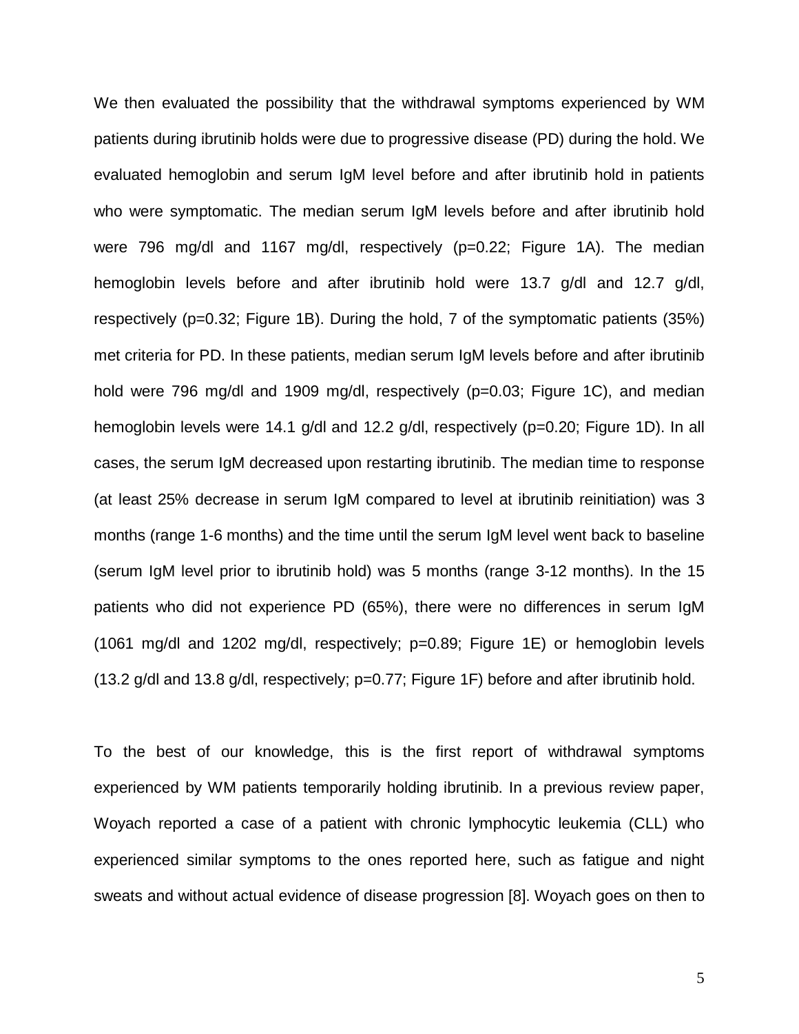We then evaluated the possibility that the withdrawal symptoms experienced by WM patients during ibrutinib holds were due to progressive disease (PD) during the hold. We evaluated hemoglobin and serum IgM level before and after ibrutinib hold in patients who were symptomatic. The median serum IgM levels before and after ibrutinib hold were 796 mg/dl and 1167 mg/dl, respectively ($p=0.22$; Figure 1A). The median hemoglobin levels before and after ibrutinib hold were 13.7 g/dl and 12.7 g/dl, respectively ($p=0.32$; Figure 1B). During the hold, 7 of the symptomatic patients (35%) met criteria for PD. In these patients, median serum IgM levels before and after ibrutinib hold were 796 mg/dl and 1909 mg/dl, respectively ($p=0.03$; Figure 1C), and median hemoglobin levels were 14.1 g/dl and 12.2 g/dl, respectively ($p=0.20$; Figure 1D). In all cases, the serum IgM decreased upon restarting ibrutinib. The median time to response (at least 25% decrease in serum IgM compared to level at ibrutinib reinitiation) was 3 months (range 1-6 months) and the time until the serum IgM level went back to baseline (serum IgM level prior to ibrutinib hold) was 5 months (range 3-12 months). In the 15 patients who did not experience PD (65%), there were no differences in serum IgM (1061 mg/dl and 1202 mg/dl, respectively; $p=0.89$; Figure 1E) or hemoglobin levels (13.2 g/dl and 13.8 g/dl, respectively; $p=0.77$; Figure 1F) before and after ibrutinib hold.

To the best of our knowledge, this is the first report of withdrawal symptoms experienced by WM patients temporarily holding ibrutinib. In a previous review paper, Woyach reported a case of a patient with chronic lymphocytic leukemia (CLL) who experienced similar symptoms to the ones reported here, such as fatigue and night sweats and without actual evidence of disease progression [8]. Woyach goes on then to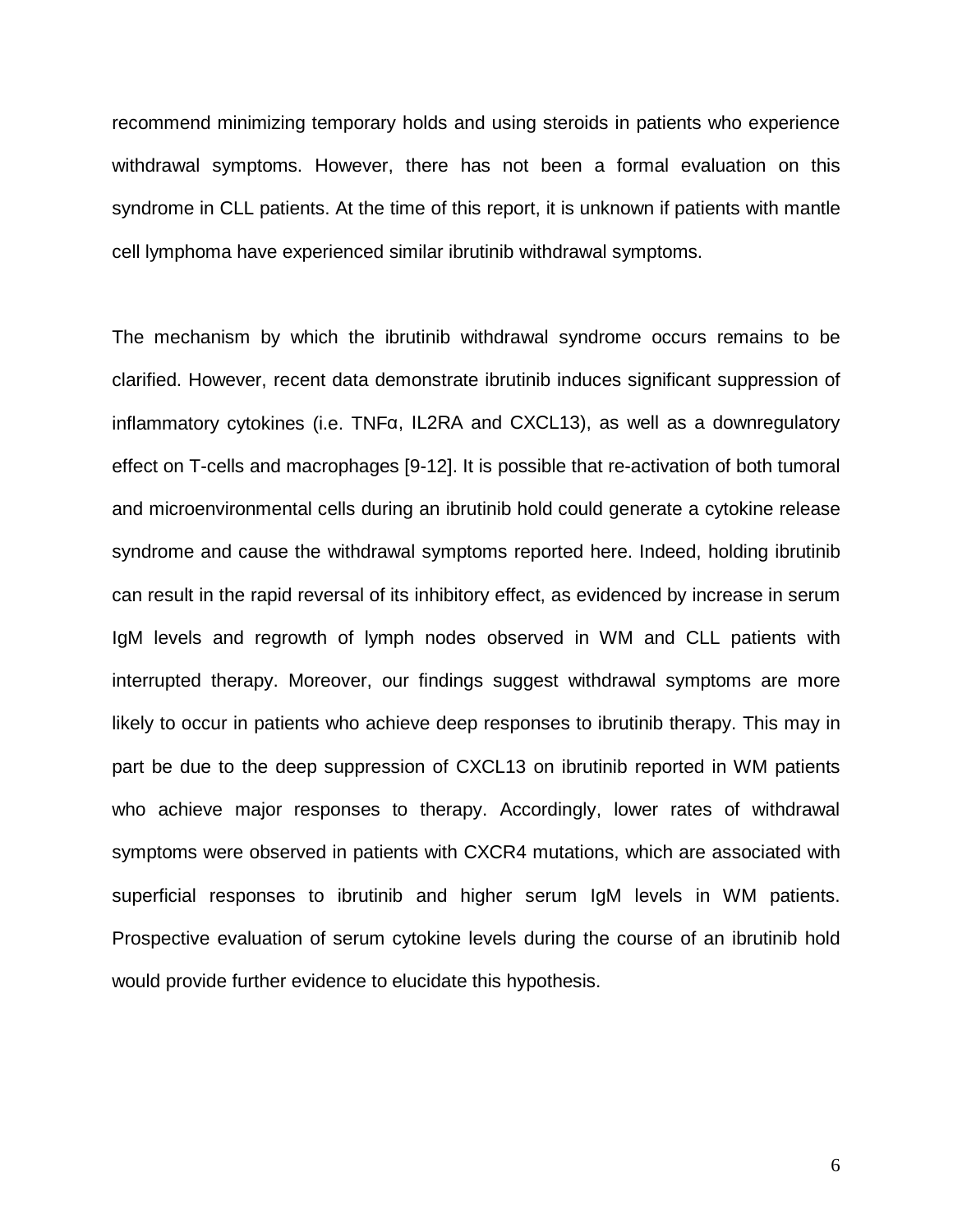recommend minimizing temporary holds and using steroids in patients who experience withdrawal symptoms. However, there has not been a formal evaluation on this syndrome in CLL patients. At the time of this report, it is unknown if patients with mantle cell lymphoma have experienced similar ibrutinib withdrawal symptoms.

The mechanism by which the ibrutinib withdrawal syndrome occurs remains to be clarified. However, recent data demonstrate ibrutinib induces significant suppression of inflammatory cytokines (i.e. TNFα, IL2RA and CXCL13), as well as a downregulatory effect on T-cells and macrophages [9-12]. It is possible that re-activation of both tumoral and microenvironmental cells during an ibrutinib hold could generate a cytokine release syndrome and cause the withdrawal symptoms reported here. Indeed, holding ibrutinib can result in the rapid reversal of its inhibitory effect, as evidenced by increase in serum IgM levels and regrowth of lymph nodes observed in WM and CLL patients with interrupted therapy. Moreover, our findings suggest withdrawal symptoms are more likely to occur in patients who achieve deep responses to ibrutinib therapy. This may in part be due to the deep suppression of CXCL13 on ibrutinib reported in WM patients who achieve major responses to therapy. Accordingly, lower rates of withdrawal symptoms were observed in patients with CXCR4 mutations, which are associated with superficial responses to ibrutinib and higher serum IgM levels in WM patients. Prospective evaluation of serum cytokine levels during the course of an ibrutinib hold would provide further evidence to elucidate this hypothesis.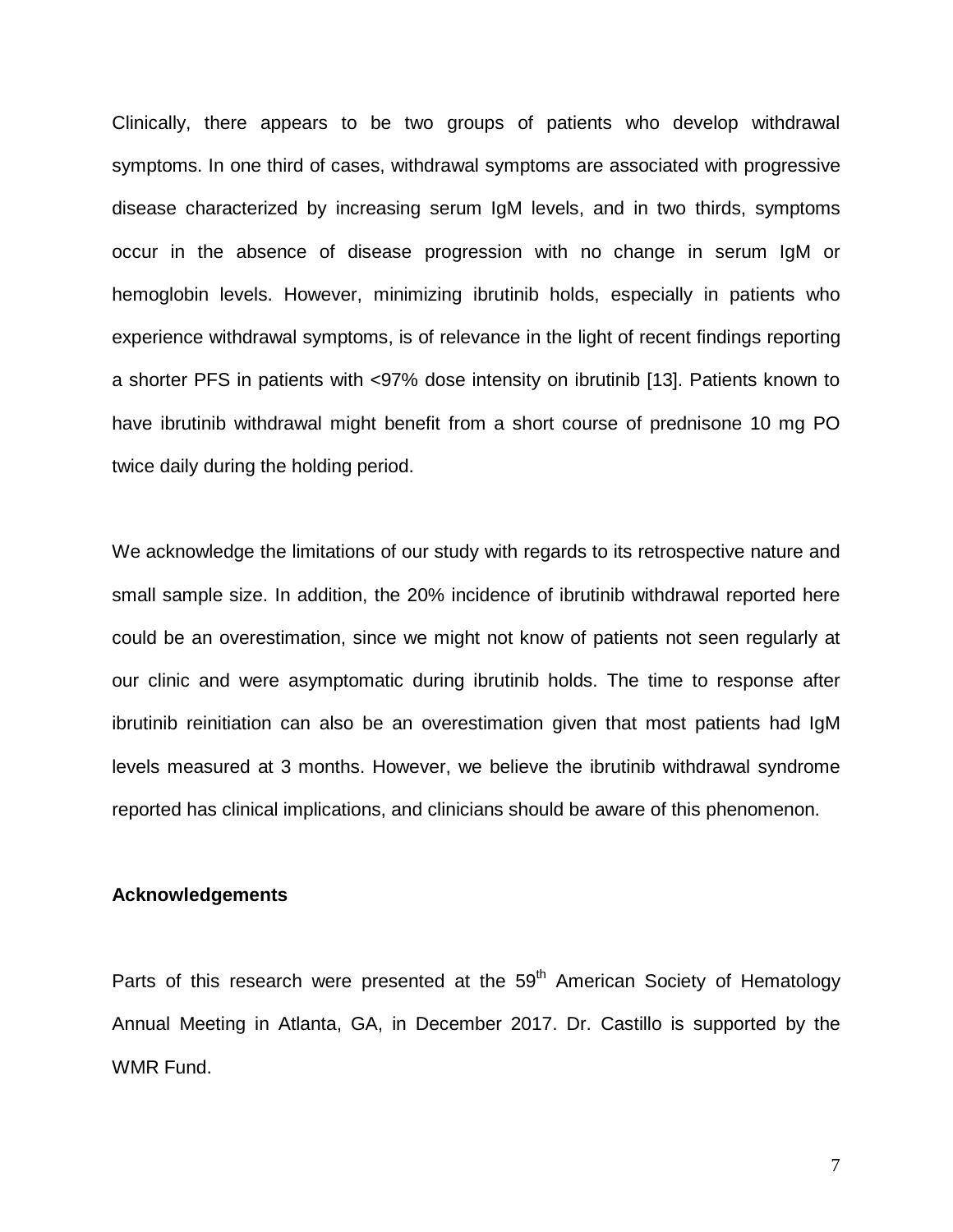Clinically, there appears to be two groups of patients who develop withdrawal symptoms. In one third of cases, withdrawal symptoms are associated with progressive disease characterized by increasing serum IgM levels, and in two thirds, symptoms occur in the absence of disease progression with no change in serum IgM or hemoglobin levels. However, minimizing ibrutinib holds, especially in patients who experience withdrawal symptoms, is of relevance in the light of recent findings reporting a shorter PFS in patients with <97% dose intensity on ibrutinib [13]. Patients known to have ibrutinib withdrawal might benefit from a short course of prednisone 10 mg PO twice daily during the holding period.

We acknowledge the limitations of our study with regards to its retrospective nature and small sample size. In addition, the 20% incidence of ibrutinib withdrawal reported here could be an overestimation, since we might not know of patients not seen regularly at our clinic and were asymptomatic during ibrutinib holds. The time to response after ibrutinib reinitiation can also be an overestimation given that most patients had IgM levels measured at 3 months. However, we believe the ibrutinib withdrawal syndrome reported has clinical implications, and clinicians should be aware of this phenomenon.

**Acknowledgements**

Parts of this research were presented at the 59th American Society of Hematology Annual Meeting in Atlanta, GA, in December 2017. Dr. Castillo is supported by the WMR Fund.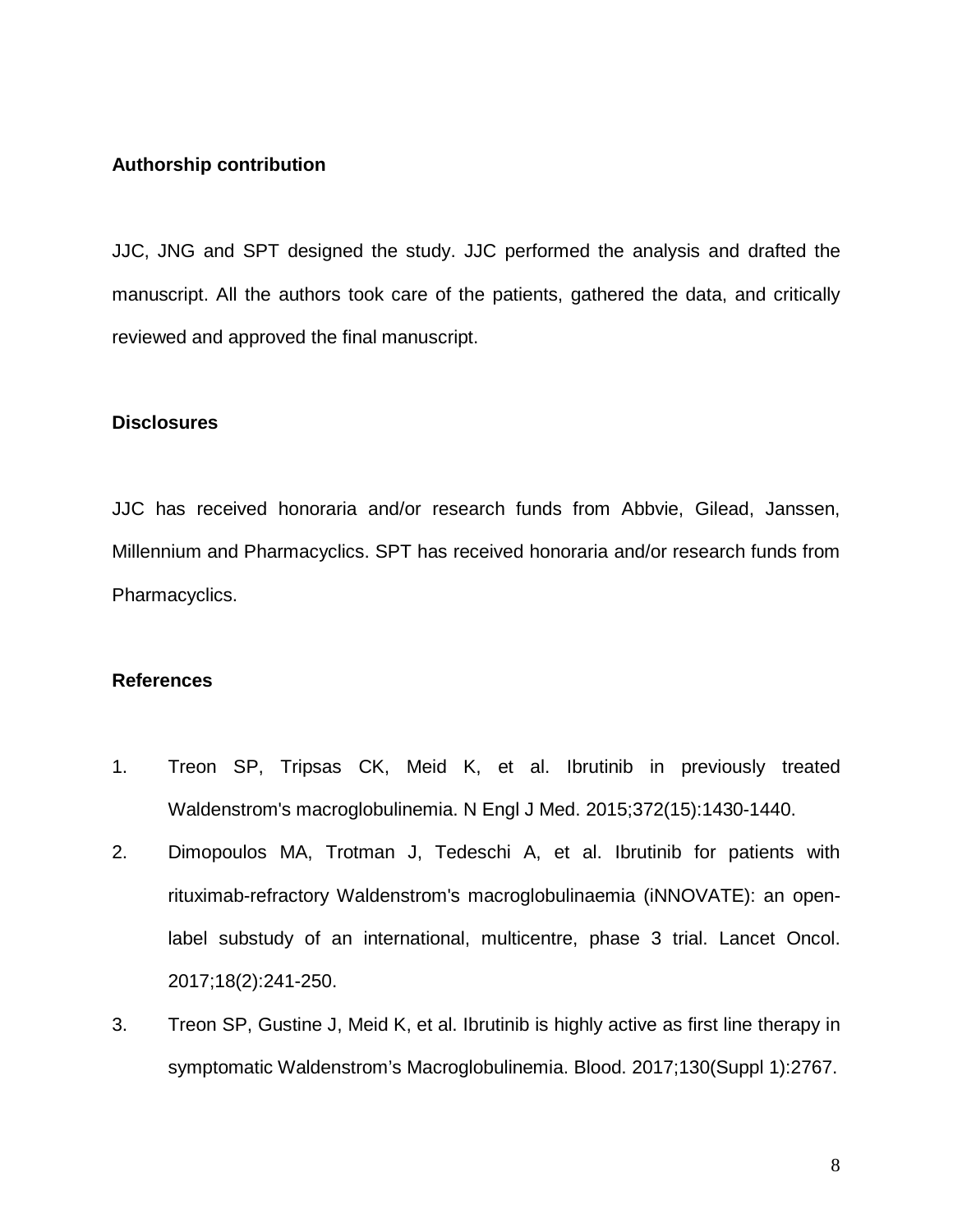## Authorship contribution

JJC, JNG and SPT designed the study. JJC performed the analysis and drafted the manuscript. All the authors took care of the patients, gathered the data, and critically reviewed and approved the final manuscript.

## Disclosures

JJC has received honoraria and/or research funds from Abbvie, Gilead, Janssen, Millennium and Pharmacyclics. SPT has received honoraria and/or research funds from Pharmacyclics.

## References

1. Treon SP, Tripsas CK, Meid K, et al. Ibrutinib in previously treated Waldenstrom's macroglobulinemia. N Engl J Med. 2015;372(15):1430-1440.
2. Dimopoulos MA, Trotman J, Tedeschi A, et al. Ibrutinib for patients with rituximab-refractory Waldenstrom's macroglobulinaemia (iNNOVATE): an open-label substudy of an international, multicentre, phase 3 trial. Lancet Oncol. 2017;18(2):241-250.
3. Treon SP, Gustine J, Meid K, et al. Ibrutinib is highly active as first line therapy in symptomatic Waldenstrom's Macroglobulinemia. Blood. 2017;130(Suppl 1):2767.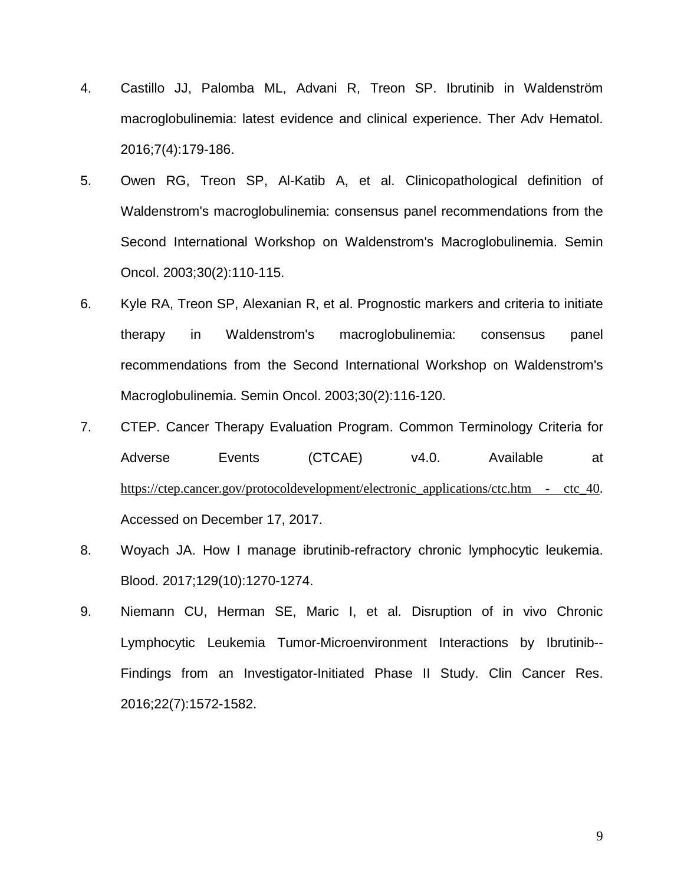4. Castillo JJ, Palomba ML, Advani R, Treon SP. Ibrutinib in Waldenström macroglobulinemia: latest evidence and clinical experience. Ther Adv Hematol. 2016;7(4):179-186.
5. Owen RG, Treon SP, Al-Katib A, et al. Clinicopathological definition of Waldenstrom's macroglobulinemia: consensus panel recommendations from the Second International Workshop on Waldenstrom's Macroglobulinemia. Semin Oncol. 2003;30(2):110-115.
6. Kyle RA, Treon SP, Alexanian R, et al. Prognostic markers and criteria to initiate therapy in Waldenstrom's macroglobulinemia: consensus panel recommendations from the Second International Workshop on Waldenstrom's Macroglobulinemia. Semin Oncol. 2003;30(2):116-120.
7. CTEP. Cancer Therapy Evaluation Program. Common Terminology Criteria for Adverse Events (CTCAE) v4.0. Available at https://ctep.cancer.gov/protocoldevelopment/electronic_applications/ctc.htm - ctc_40. Accessed on December 17, 2017.
8. Woyach JA. How I manage ibrutinib-refractory chronic lymphocytic leukemia. Blood. 2017;129(10):1270-1274.
9. Niemann CU, Herman SE, Maric I, et al. Disruption of in vivo Chronic Lymphocytic Leukemia Tumor-Microenvironment Interactions by Ibrutinib--Findings from an Investigator-Initiated Phase II Study. Clin Cancer Res. 2016;22(7):1572-1582.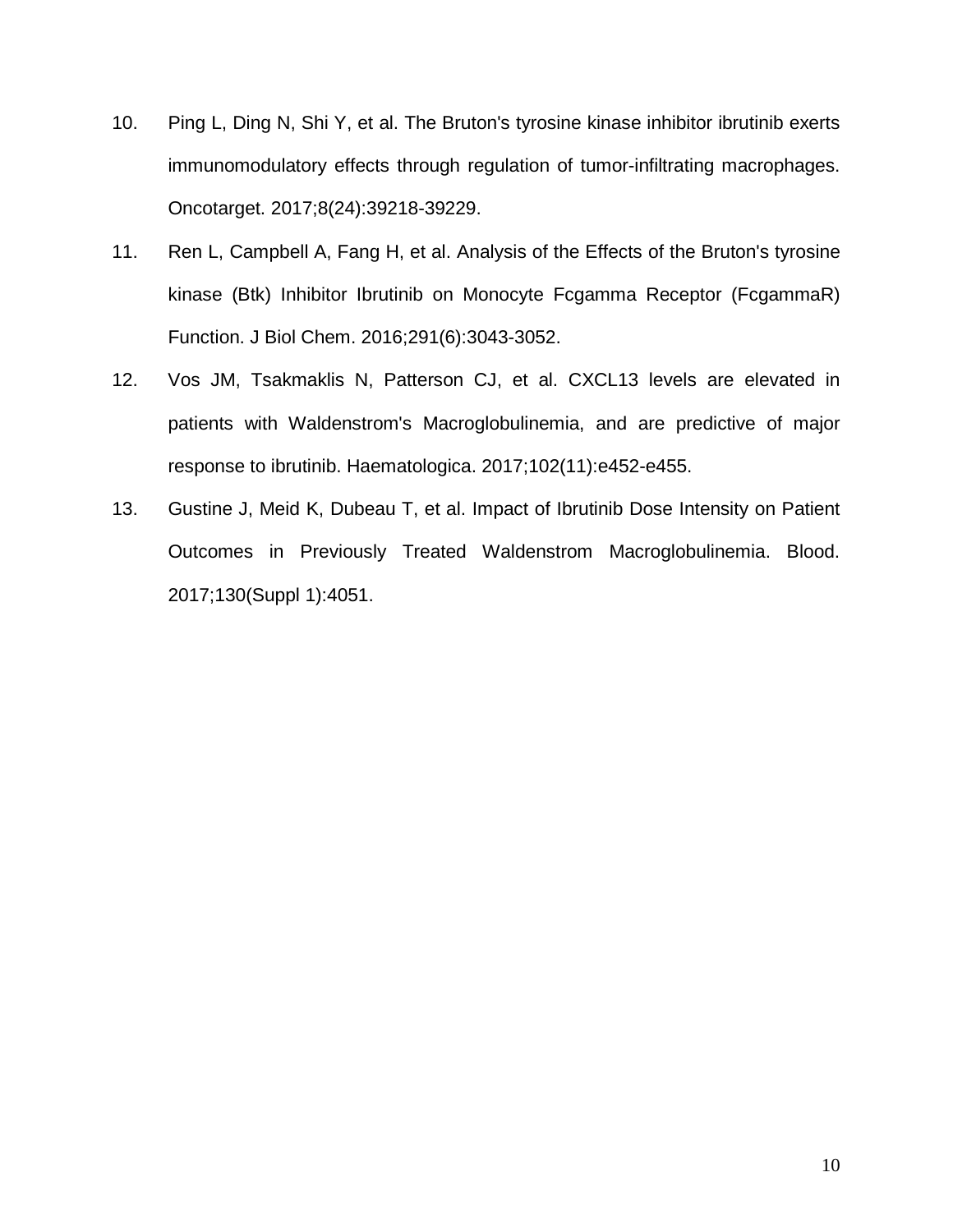10. Ping L, Ding N, Shi Y, et al. The Bruton's tyrosine kinase inhibitor ibrutinib exerts immunomodulatory effects through regulation of tumor-infiltrating macrophages. Oncotarget. 2017;8(24):39218-39229.
11. Ren L, Campbell A, Fang H, et al. Analysis of the Effects of the Bruton's tyrosine kinase (Btk) Inhibitor Ibrutinib on Monocyte Fcgamma Receptor (FcgammaR) Function. J Biol Chem. 2016;291(6):3043-3052.
12. Vos JM, Tsakmaklis N, Patterson CJ, et al. CXCL13 levels are elevated in patients with Waldenstrom's Macroglobulinemia, and are predictive of major response to ibrutinib. Haematologica. 2017;102(11):e452-e455.
13. Gustine J, Meid K, Dubeau T, et al. Impact of Ibrutinib Dose Intensity on Patient Outcomes in Previously Treated Waldenstrom Macroglobulinemia. Blood. 2017;130(Suppl 1):4051.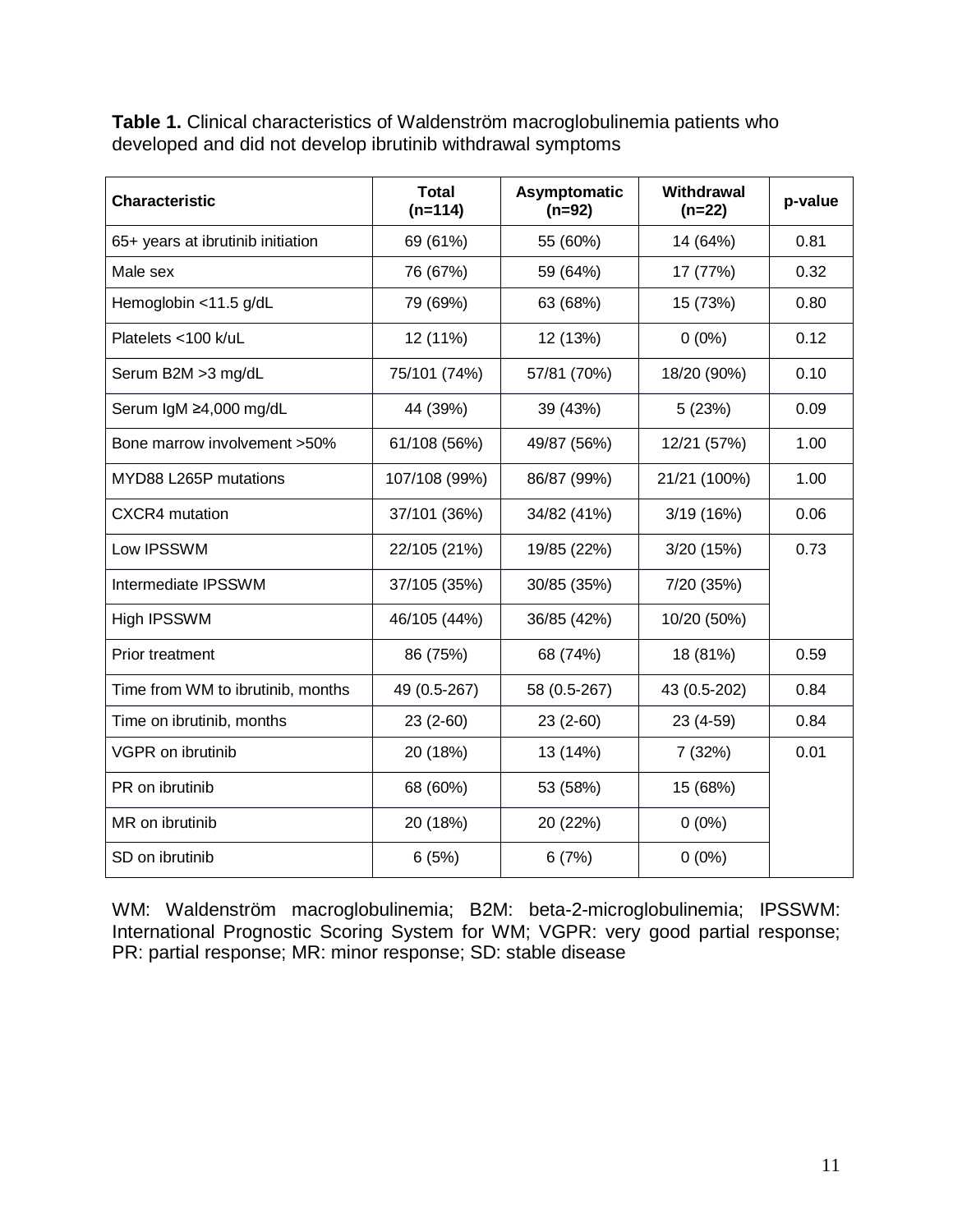**Table 1.** Clinical characteristics of Waldenström macroglobulinemia patients who developed and did not develop ibrutinib withdrawal symptoms

| Characteristic | Total (n=114) | Asymptomatic (n=92) | Withdrawal (n=22) | p-value |
|---|---|---|---|---|
| 65+ years at ibrutinib initiation | 69 (61%) | 55 (60%) | 14 (64%) | 0.81 |
| Male sex | 76 (67%) | 59 (64%) | 17 (77%) | 0.32 |
| Hemoglobin <11.5 g/dL | 79 (69%) | 63 (68%) | 15 (73%) | 0.80 |
| Platelets <100 k/uL | 12 (11%) | 12 (13%) | 0 (0%) | 0.12 |
| Serum B2M >3 mg/dL | 75/101 (74%) | 57/81 (70%) | 18/20 (90%) | 0.10 |
| Serum IgM ≥4,000 mg/dL | 44 (39%) | 39 (43%) | 5 (23%) | 0.09 |
| Bone marrow involvement >50% | 61/108 (56%) | 49/87 (56%) | 12/21 (57%) | 1.00 |
| MYD88 L265P mutations | 107/108 (99%) | 86/87 (99%) | 21/21 (100%) | 1.00 |
| CXCR4 mutation | 37/101 (36%) | 34/82 (41%) | 3/19 (16%) | 0.06 |
| Low IPSSWM | 22/105 (21%) | 19/85 (22%) | 3/20 (15%) | 0.73 |
| Intermediate IPSSWM | 37/105 (35%) | 30/85 (35%) | 7/20 (35%) | |
| High IPSSWM | 46/105 (44%) | 36/85 (42%) | 10/20 (50%) | |
| Prior treatment | 86 (75%) | 68 (74%) | 18 (81%) | 0.59 |
| Time from WM to ibrutinib, months | 49 (0.5-267) | 58 (0.5-267) | 43 (0.5-202) | 0.84 |
| Time on ibrutinib, months | 23 (2-60) | 23 (2-60) | 23 (4-59) | 0.84 |
| VGPR on ibrutinib | 20 (18%) | 13 (14%) | 7 (32%) | 0.01 |
| PR on ibrutinib | 68 (60%) | 53 (58%) | 15 (68%) | |
| MR on ibrutinib | 20 (18%) | 20 (22%) | 0 (0%) | |
| SD on ibrutinib | 6 (5%) | 6 (7%) | 0 (0%) | |

WM: Waldenström macroglobulinemia; B2M: beta-2-microglobulinemia; IPSSWM: International Prognostic Scoring System for WM; VGPR: very good partial response; PR: partial response; MR: minor response; SD: stable disease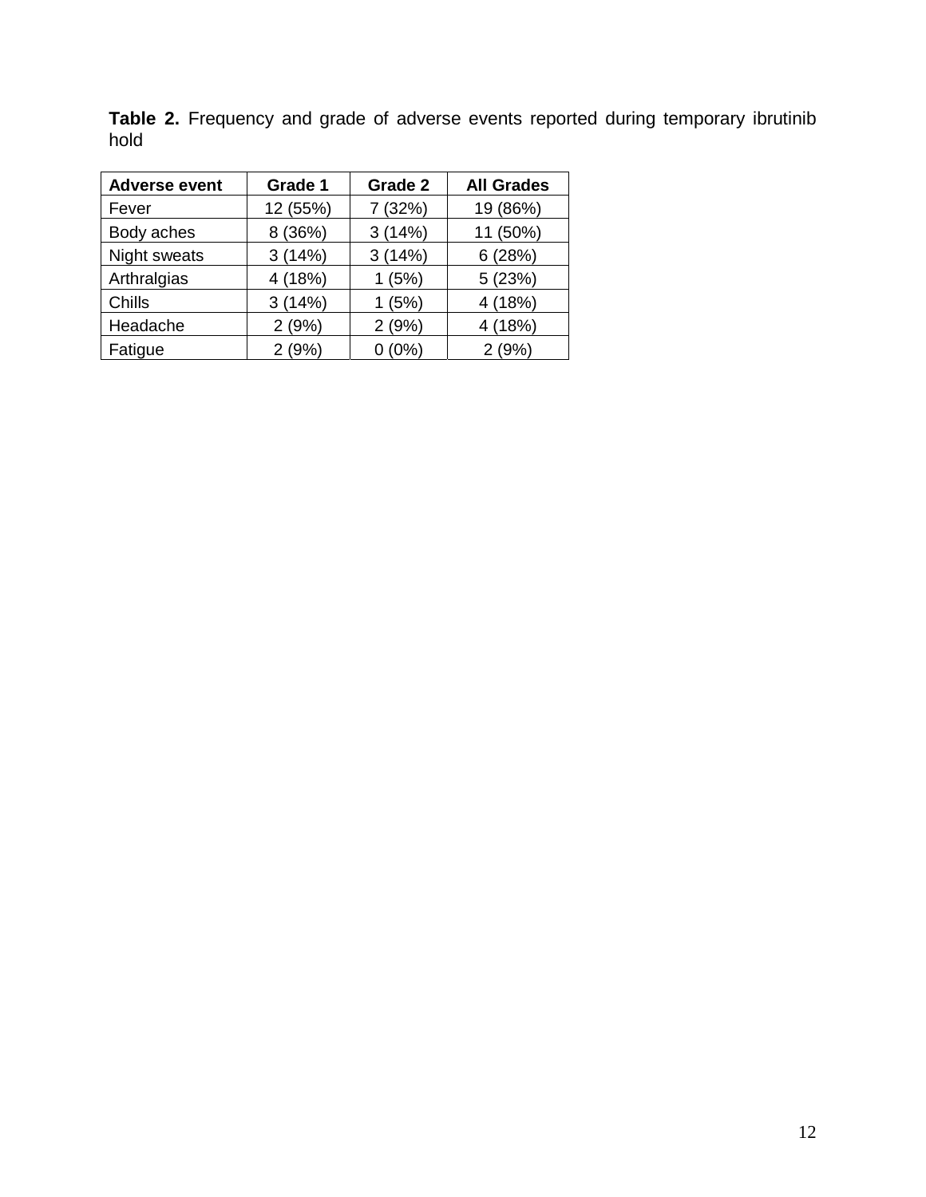**Table 2.** Frequency and grade of adverse events reported during temporary ibrutinib hold

| Adverse event | Grade 1 | Grade 2 | All Grades |
|---|---|---|---|
| Fever | 12 (55%) | 7 (32%) | 19 (86%) |
| Body aches | 8 (36%) | 3 (14%) | 11 (50%) |
| Night sweats | 3 (14%) | 3 (14%) | 6 (28%) |
| Arthralgias | 4 (18%) | 1 (5%) | 5 (23%) |
| Chills | 3 (14%) | 1 (5%) | 4 (18%) |
| Headache | 2 (9%) | 2 (9%) | 4 (18%) |
| Fatigue | 2 (9%) | 0 (0%) | 2 (9%) |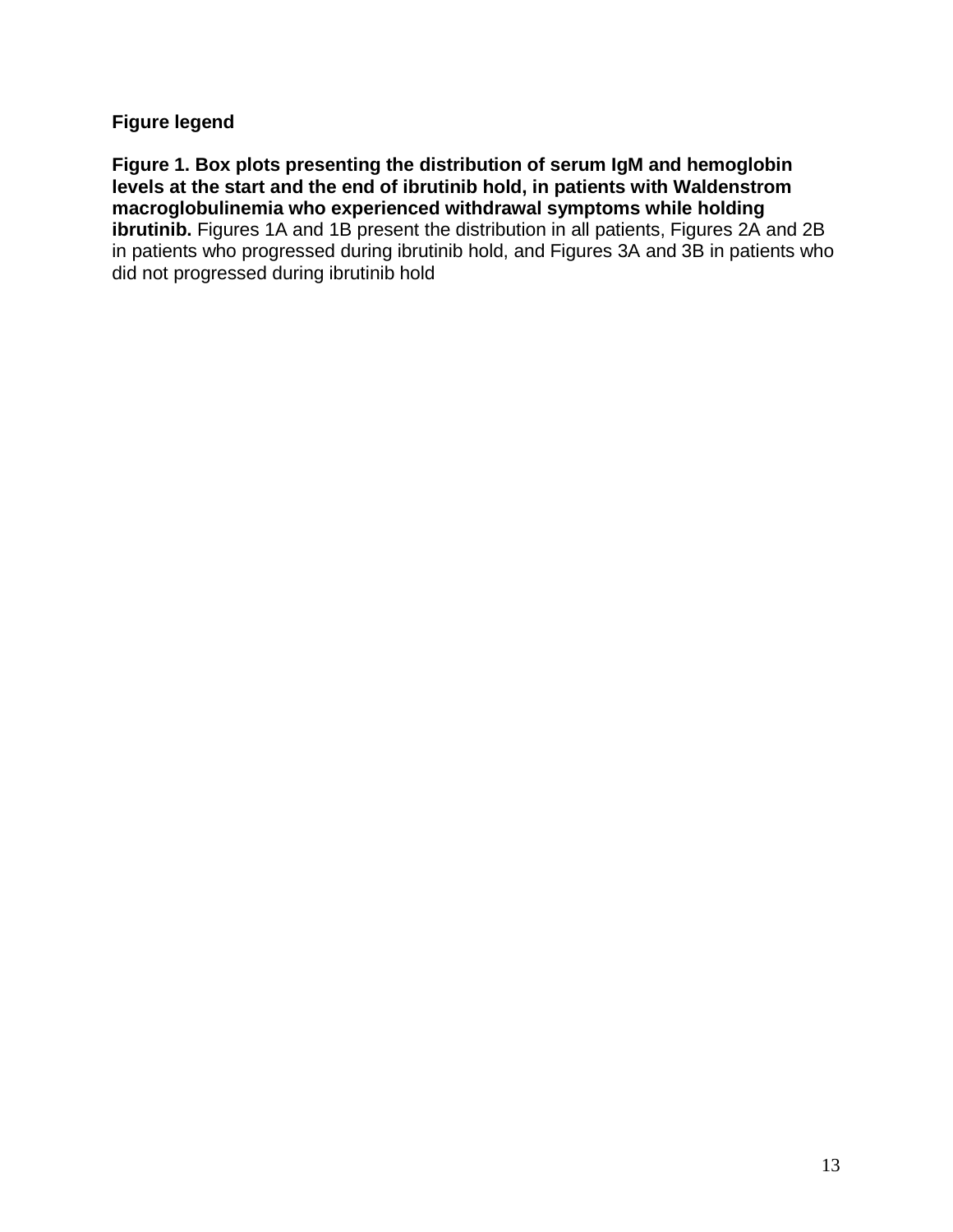**Figure legend**

**Figure 1. Box plots presenting the distribution of serum IgM and hemoglobin levels at the start and the end of ibrutinib hold, in patients with Waldenstrom macroglobulinemia who experienced withdrawal symptoms while holding ibrutinib.** Figures 1A and 1B present the distribution in all patients, Figures 2A and 2B in patients who progressed during ibrutinib hold, and Figures 3A and 3B in patients who did not progressed during ibrutinib hold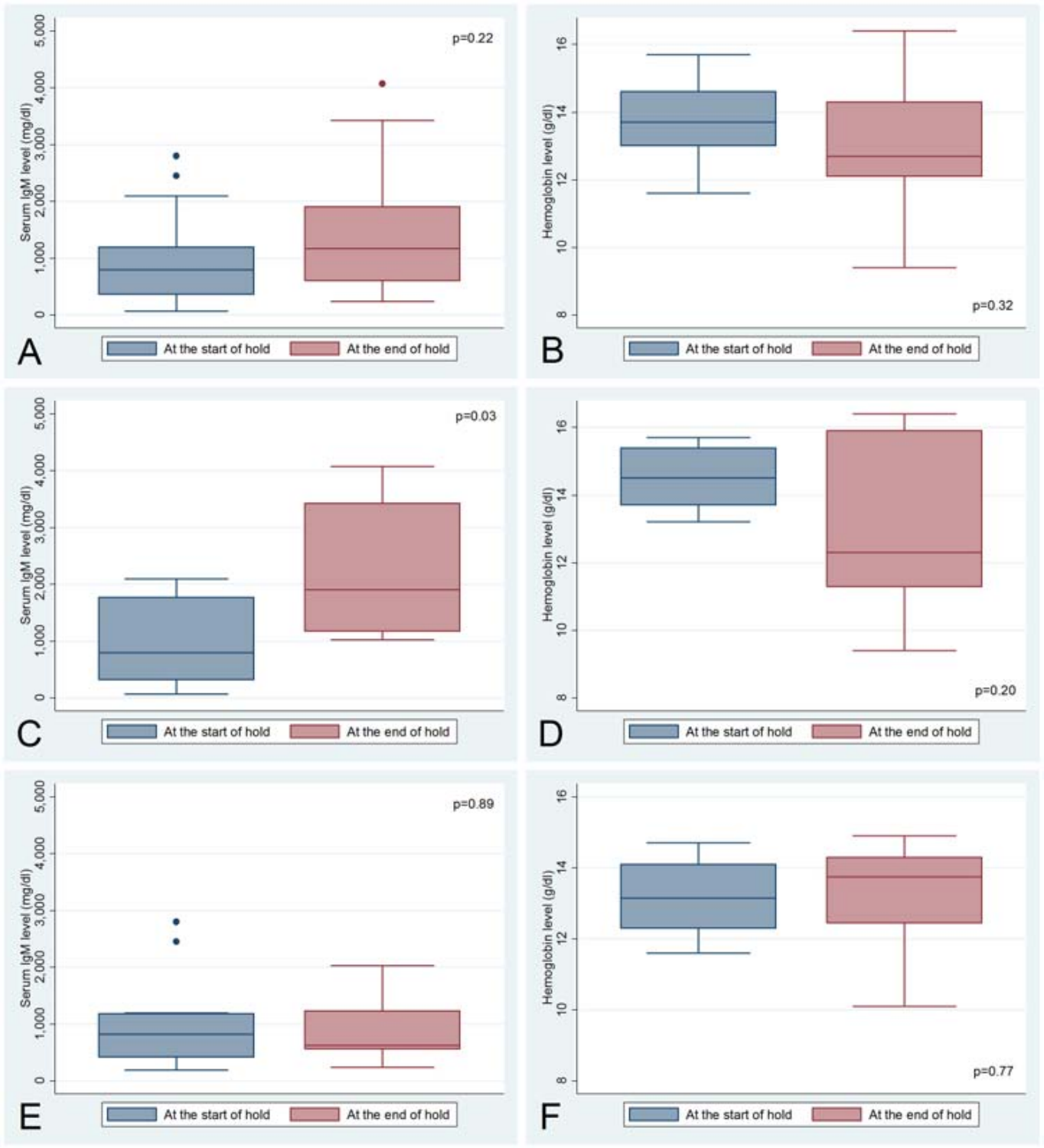A

Serum IgM level (mg/dl)

0
1,000
2,000
3,000
4,000
5,000

p=0.22

At the start of hold
At the end of hold

B

Hemoglobin level (g/dl)

8
10
12
14
16

p=0.32

At the start of hold
At the end of hold

C

Serum IgM level (mg/dl)

0
1,000
2,000
3,000
4,000
5,000

p=0.03

At the start of hold
At the end of hold

D

Hemoglobin level (g/dl)

8
10
12
14
16

p=0.20

At the start of hold
At the end of hold

E

Serum IgM level (mg/dl)

0
1,000
2,000
3,000
4,000
5,000

p=0.89

At the start of hold
At the end of hold

F

Hemoglobin level (g/dl)

8
10
12
14
16

p=0.77

At the start of hold
At the end of hold